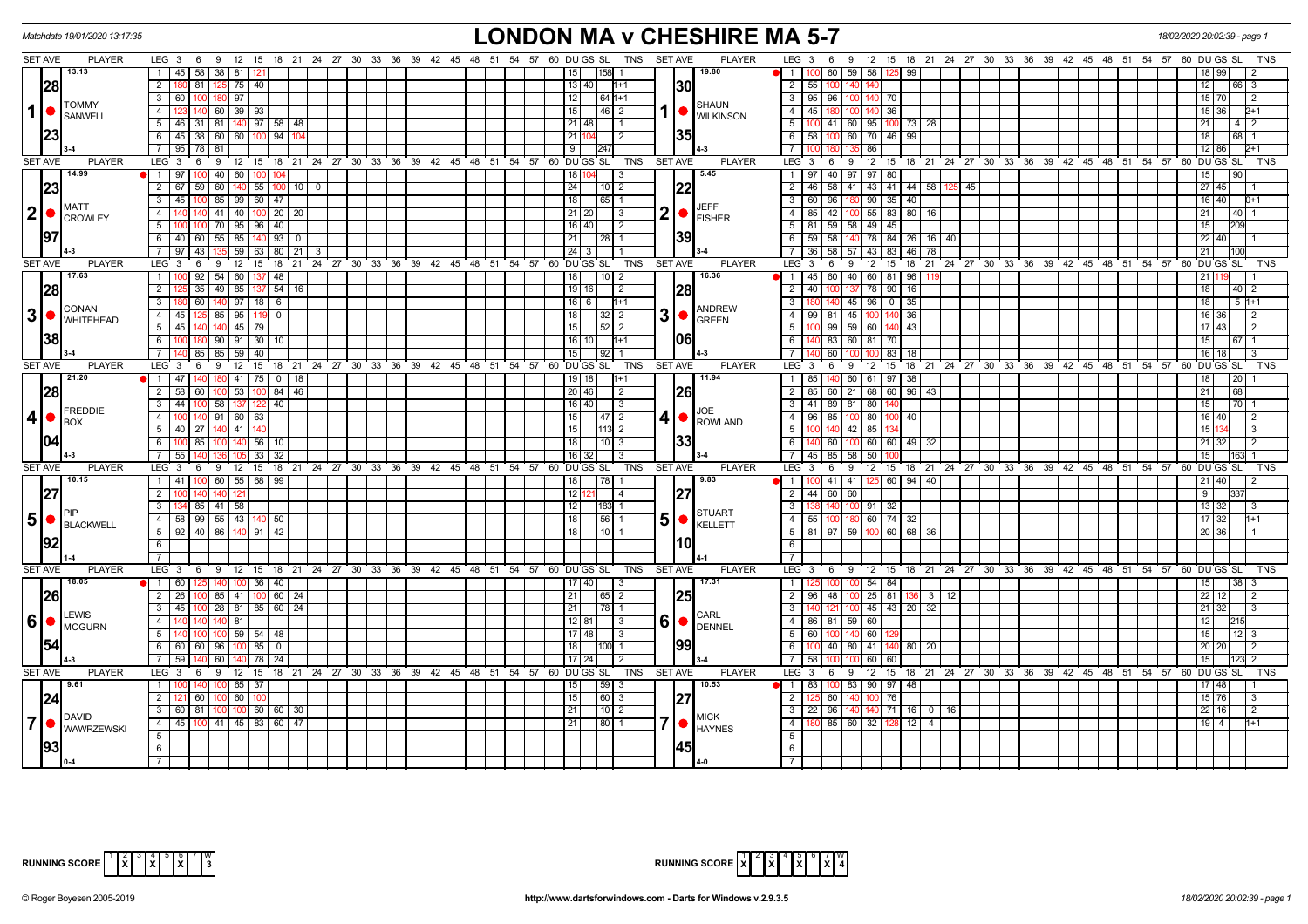Matchdate 19/01/2020 13:17:35

# LONDON MA v CHESHIRE MA 5-7

18/02/2020 20:02:39 - page 1

| SET AVE | PLAYER | LEG | Scores | DU GS SL | TNS | SET AVE | PLAYER | LEG | Scores | DU GS SL | TNS |
|---|---|---|---|---|---|---|---|---|---|---|---|
| 13.13 / 28 / 23 | 1 TOMMY SANWELL (3-4) | 1 | 45 58 38 81 121 | 15 158 | 1 | 19.80 / 30 / 35 | 1 SHAUN WILKINSON (4-3) | 1 | 100 60 59 58 125 99 | 18 99 | 2 |
| | | 2 | 180 81 125 75 40 | 13 40 | 1+1 | | | 2 | 55 100 140 140 | 12 66 | 3 |
| | | 3 | 60 100 180 97 | 12 64 | 1+1 | | | 3 | 95 96 100 140 70 | 15 70 | 2 |
| | | 4 | 123 140 60 39 93 | 15 46 | 2 | | | 4 | 45 180 100 140 36 | 15 36 | 2+1 |
| | | 5 | 46 31 81 140 97 58 48 | 21 48 | 1 | | | 5 | 100 41 60 95 100 73 28 | 21 4 | 2 |
| | | 6 | 45 38 60 60 100 94 104 | 21 104 | 2 | | | 6 | 58 100 60 70 46 99 | 18 68 | 1 |
| | | 7 | 95 78 81 | 9 247 | | | | 7 | 100 180 135 86 | 12 86 | 2+1 |
| 14.99 / 23 / 97 | 2 MATT CROWLEY (4-3) | 1 | 97 100 40 60 100 104 | 18 104 | 3 | 5.45 / 22 / 39 | 2 JEFF FISHER (3-4) | 1 | 97 40 97 97 80 | 15 90 | |
| | | 2 | 67 59 60 140 55 100 10 0 | 24 10 | 2 | | | 2 | 46 58 41 43 41 44 58 125 45 | 27 45 | 1 |
| | | 3 | 45 100 85 99 60 47 | 18 65 | 1 | | | 3 | 60 96 180 90 35 40 | 16 40 | 0+1 |
| | | 4 | 140 140 41 40 100 20 20 | 21 20 | 3 | | | 4 | 85 42 100 55 83 80 16 | 21 40 | 1 |
| | | 5 | 100 100 70 95 96 40 | 16 40 | 2 | | | 5 | 81 59 58 49 45 | 15 209 | |
| | | 6 | 40 60 55 85 140 93 0 | 21 28 | 1 | | | 6 | 59 58 140 78 84 26 16 40 | 22 40 | 1 |
| | | 7 | 97 43 135 59 63 80 21 3 | 24 3 | 1 | | | 7 | 36 58 57 43 83 46 78 | 21 100 | |
| 17.63 / 28 / 38 | 3 CONAN WHITEHEAD (3-4) | 1 | 100 92 54 60 137 48 | 18 10 | 2 | 16.36 / 28 / 06 | 3 ANDREW GREEN (4-3) | 1 | 45 60 40 60 81 96 119 | 21 119 | 1 |
| | | 2 | 125 35 49 85 137 54 16 | 19 16 | 2 | | | 2 | 40 100 137 78 90 16 | 18 40 | 2 |
| | | 3 | 180 60 140 97 18 6 | 16 6 | 1+1 | | | 3 | 180 140 45 96 0 35 | 18 5 | 1+1 |
| | | 4 | 45 125 85 95 119 0 | 18 32 | 2 | | | 4 | 99 81 45 100 140 36 | 16 36 | 2 |
| | | 5 | 45 140 140 45 79 | 15 52 | 2 | | | 5 | 100 99 59 60 140 43 | 17 43 | 2 |
| | | 6 | 100 180 90 91 30 10 | 16 10 | 1+1 | | | 6 | 140 83 60 81 70 | 15 67 | 1 |
| | | 7 | 140 85 85 59 40 | 15 92 | 1 | | | 7 | 140 60 100 100 83 18 | 16 18 | 3 |
| 21.20 / 28 / 04 | 4 FREDDIE BOX (4-3) | 1 | 47 140 180 41 75 0 18 | 19 18 | 1+1 | 11.94 / 26 / 33 | 4 JOE ROWLAND (3-4) | 1 | 85 140 60 61 97 38 | 18 20 | 1 |
| | | 2 | 58 60 100 53 100 84 46 | 20 46 | 2 | | | 2 | 85 60 21 68 60 96 43 | 21 68 | |
| | | 3 | 44 100 58 137 122 40 | 16 40 | 3 | | | 3 | 41 89 81 80 140 | 15 70 | 1 |
| | | 4 | 100 140 91 60 63 | 15 47 | 2 | | | 4 | 96 85 100 80 100 40 | 16 40 | 2 |
| | | 5 | 40 27 140 41 140 | 15 113 | 2 | | | 5 | 100 140 42 85 134 | 15 134 | 3 |
| | | 6 | 100 85 100 140 56 10 | 18 10 | 3 | | | 6 | 140 60 100 60 60 49 32 | 21 32 | 2 |
| | | 7 | 55 140 136 105 33 32 | 16 32 | 3 | | | 7 | 45 85 58 50 100 | 15 163 | 1 |
| 10.15 / 27 / 92 | 5 PIP BLACKWELL (1-4) | 1 | 41 100 60 55 68 99 | 18 78 | 1 | 9.83 / 27 / 10 | 5 STUART KELLETT (4-1) | 1 | 100 41 41 125 60 94 40 | 21 40 | 2 |
| | | 2 | 100 140 140 121 | 12 121 | 4 | | | 2 | 44 60 60 | 9 337 | |
| | | 3 | 134 85 41 58 | 12 183 | 1 | | | 3 | 138 140 100 91 32 | 13 32 | 3 |
| | | 4 | 58 99 55 43 140 50 | 18 56 | 1 | | | 4 | 55 100 180 60 74 32 | 17 32 | 1+1 |
| | | 5 | 92 40 86 140 91 42 | 18 10 | 1 | | | 5 | 81 97 59 100 60 68 36 | 20 36 | 1 |
| 18.05 / 26 / 54 | 6 LEWIS MCGURN (4-3) | 1 | 60 125 140 100 36 40 | 17 40 | 3 | 17.31 / 25 / 99 | 6 CARL DENNEL (3-4) | 1 | 125 100 100 54 84 | 15 38 | 3 |
| | | 2 | 26 100 85 41 100 60 24 | 21 65 | 2 | | | 2 | 96 48 100 25 81 136 3 12 | 22 12 | 2 |
| | | 3 | 45 100 28 81 85 60 24 | 21 78 | 1 | | | 3 | 140 121 100 45 43 20 32 | 21 32 | 3 |
| | | 4 | 140 140 140 81 | 12 81 | 3 | | | 4 | 86 81 59 60 | 12 215 | |
| | | 5 | 140 100 100 59 54 48 | 17 48 | 3 | | | 5 | 60 100 140 60 129 | 15 12 | 3 |
| | | 6 | 60 60 96 100 85 0 | 18 100 | 1 | | | 6 | 100 40 80 41 140 80 20 | 20 20 | 2 |
| | | 7 | 59 140 60 140 78 24 | 17 24 | 2 | | | 7 | 58 100 100 60 60 | 15 123 | 2 |
| 9.61 / 24 / 93 | 7 DAVID WAWRZEWSKI (0-4) | 1 | 100 140 100 65 37 | 15 59 | 3 | 10.53 / 27 / 45 | 7 MICK HAYNES (4-0) | 1 | 83 100 83 90 97 48 | 17 48 | 1 |
| | | 2 | 121 60 100 60 100 | 15 60 | 3 | | | 2 | 125 60 140 100 76 | 15 76 | 3 |
| | | 3 | 60 81 100 100 60 30 | 21 10 | 2 | | | 3 | 22 96 140 140 71 16 0 16 | 22 16 | 2 |
| | | 4 | 45 100 41 45 83 60 47 | 21 80 | 1 | | | 4 | 180 85 60 32 128 12 4 | 19 4 | 1+1 |

RUNNING SCORE (London): 1 X, 2, 3 X, 4 X, 5, 6 X, 7 — W: 3

RUNNING SCORE (Cheshire): 1 X, 2 X, 3, 4, 5 X, 6, 7 X — W: 4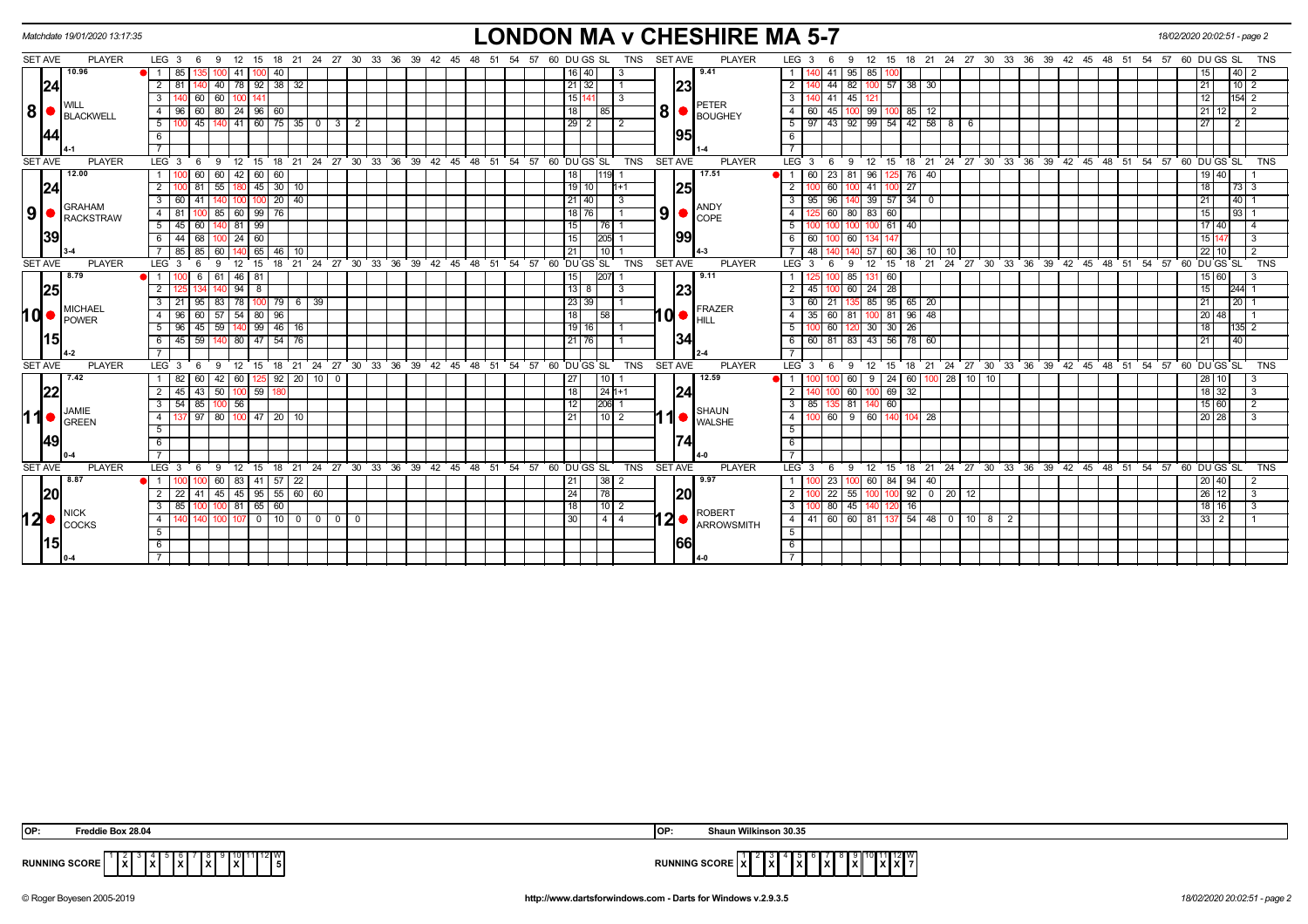Matchdate 19/01/2020 13:17:35

# LONDON MA v CHESHIRE MA 5-7

## Set 8

**WILL BLACKWELL** — Set ave 10.96, 24 / 44, result 4-1

| LEG | Scores | DU | GS | SL | TNS |
|---|---|---|---|---|---|
| 1 | 85 135 100 41 100 40 | 16 | 40 | | 3 |
| 2 | 81 140 40 78 92 38 32 | 21 | 32 | | 1 |
| 3 | 140 60 60 100 141 | 15 | 141 | | 3 |
| 4 | 96 60 80 24 96 60 | 18 | | 85 | |
| 5 | 100 45 140 41 60 75 35 0 3 2 | 29 | 2 | | 2 |

**PETER BOUGHEY** — Set ave 9.41, 23 / 95, result 1-4

| LEG | Scores | DU | GS | SL | TNS |
|---|---|---|---|---|---|
| 1 | 140 41 95 85 100 | 15 | | 40 | 2 |
| 2 | 140 44 82 100 57 38 30 | 21 | | 10 | 2 |
| 3 | 140 41 45 121 | 12 | | 154 | 2 |
| 4 | 60 45 100 99 100 85 12 | 21 | 12 | | 2 |
| 5 | 97 43 92 99 54 42 58 8 6 | 27 | | 2 | |

## Set 9

**GRAHAM RACKSTRAW** — Set ave 12.00, 24 / 39, result 3-4

| LEG | Scores | DU | GS | SL | TNS |
|---|---|---|---|---|---|
| 1 | 100 60 60 42 60 60 | 18 | | 119 | 1 |
| 2 | 100 81 55 180 45 30 10 | 19 | 10 | | 1+1 |
| 3 | 60 41 140 100 100 20 40 | 21 | 40 | | 3 |
| 4 | 81 100 85 60 99 76 | 18 | 76 | | 1 |
| 5 | 45 60 140 81 99 | 15 | | 76 | 1 |
| 6 | 44 68 100 24 60 | 15 | | 205 | 1 |
| 7 | 85 85 60 140 65 46 10 | 21 | | 10 | 1 |

**ANDY COPE** — Set ave 17.51, 25 / 99, result 4-3

| LEG | Scores | DU | GS | SL | TNS |
|---|---|---|---|---|---|
| 1 | 60 23 81 96 125 76 40 | 19 | 40 | | 1 |
| 2 | 100 60 100 41 100 27 | 18 | | 73 | 3 |
| 3 | 95 96 140 39 57 34 0 | 21 | | 40 | 1 |
| 4 | 125 60 80 83 60 | 15 | | 93 | 1 |
| 5 | 100 100 100 100 61 40 | 17 | 40 | | 4 |
| 6 | 60 100 60 134 147 | 15 | 147 | | 3 |
| 7 | 48 140 140 57 60 36 10 10 | 22 | 10 | | 2 |

## Set 10

**MICHAEL POWER** — Set ave 8.79, 25 / 15, result 4-2

| LEG | Scores | DU | GS | SL | TNS |
|---|---|---|---|---|---|
| 1 | 100 6 61 46 81 | 15 | | 207 | 1 |
| 2 | 125 134 140 94 8 | 13 | 8 | | 3 |
| 3 | 21 95 83 78 100 79 6 39 | 23 | 39 | | 1 |
| 4 | 96 60 57 54 80 96 | 18 | | 58 | |
| 5 | 96 45 59 140 99 46 16 | 19 | 16 | | 1 |
| 6 | 45 59 140 80 47 54 76 | 21 | 76 | | 1 |

**FRAZER HILL** — Set ave 9.11, 23 / 34, result 2-4

| LEG | Scores | DU | GS | SL | TNS |
|---|---|---|---|---|---|
| 1 | 125 100 85 131 60 | 15 | 60 | | 3 |
| 2 | 45 100 60 24 28 | 15 | | 244 | 1 |
| 3 | 60 21 135 85 95 65 20 | 21 | | 20 | 1 |
| 4 | 35 60 81 100 81 96 48 | 20 | 48 | | 1 |
| 5 | 100 60 120 30 30 26 | 18 | | 135 | 2 |
| 6 | 60 81 83 43 56 78 60 | 21 | | 40 | |

## Set 11

**JAMIE GREEN** — Set ave 7.42, 22 / 49, result 0-4

| LEG | Scores | DU | GS | SL | TNS |
|---|---|---|---|---|---|
| 1 | 82 60 42 60 125 92 20 10 0 | 27 | | 10 | 1 |
| 2 | 45 43 50 100 59 180 | 18 | | 24 | 1+1 |
| 3 | 54 85 100 56 | 12 | | 206 | 1 |
| 4 | 137 97 80 100 47 20 10 | 21 | | 10 | 2 |

**SHAUN WALSHE** — Set ave 12.59, 24 / 74, result 4-0

| LEG | Scores | DU | GS | SL | TNS |
|---|---|---|---|---|---|
| 1 | 100 100 60 9 24 60 100 28 10 10 | 28 | 10 | | 3 |
| 2 | 140 100 60 100 69 32 | 18 | 32 | | 3 |
| 3 | 85 135 81 140 60 | 15 | 60 | | 2 |
| 4 | 100 60 9 60 140 104 28 | 20 | 28 | | 3 |

## Set 12

**NICK COCKS** — Set ave 8.87, 20 / 15, result 0-4

| LEG | Scores | DU | GS | SL | TNS |
|---|---|---|---|---|---|
| 1 | 100 100 60 83 41 57 22 | 21 | | 38 | 2 |
| 2 | 22 41 45 45 95 55 60 60 | 24 | | 78 | |
| 3 | 85 100 100 81 65 60 | 18 | | 10 | 2 |
| 4 | 140 140 100 107 0 10 0 0 0 0 | 30 | | 4 | 4 |

**ROBERT ARROWSMITH** — Set ave 9.97, 20 / 66, result 4-0

| LEG | Scores | DU | GS | SL | TNS |
|---|---|---|---|---|---|
| 1 | 100 23 100 60 84 94 40 | 20 | 40 | | 2 |
| 2 | 100 22 55 100 100 92 0 20 12 | 26 | 12 | | 3 |
| 3 | 100 80 45 140 120 16 | 18 | 16 | | 3 |
| 4 | 41 60 60 81 137 54 48 0 10 8 2 | 33 | 2 | | 1 |

**OP:** Freddie Box 28.04 | **OP:** Shaun Wilkinson 30.35

**RUNNING SCORE (London MA):** Sets won: 2, 4, 6, 8, 10 — W: 5

**RUNNING SCORE (Cheshire MA):** Sets won: 1, 3, 5, 7, 9, 11, 12 — W: 7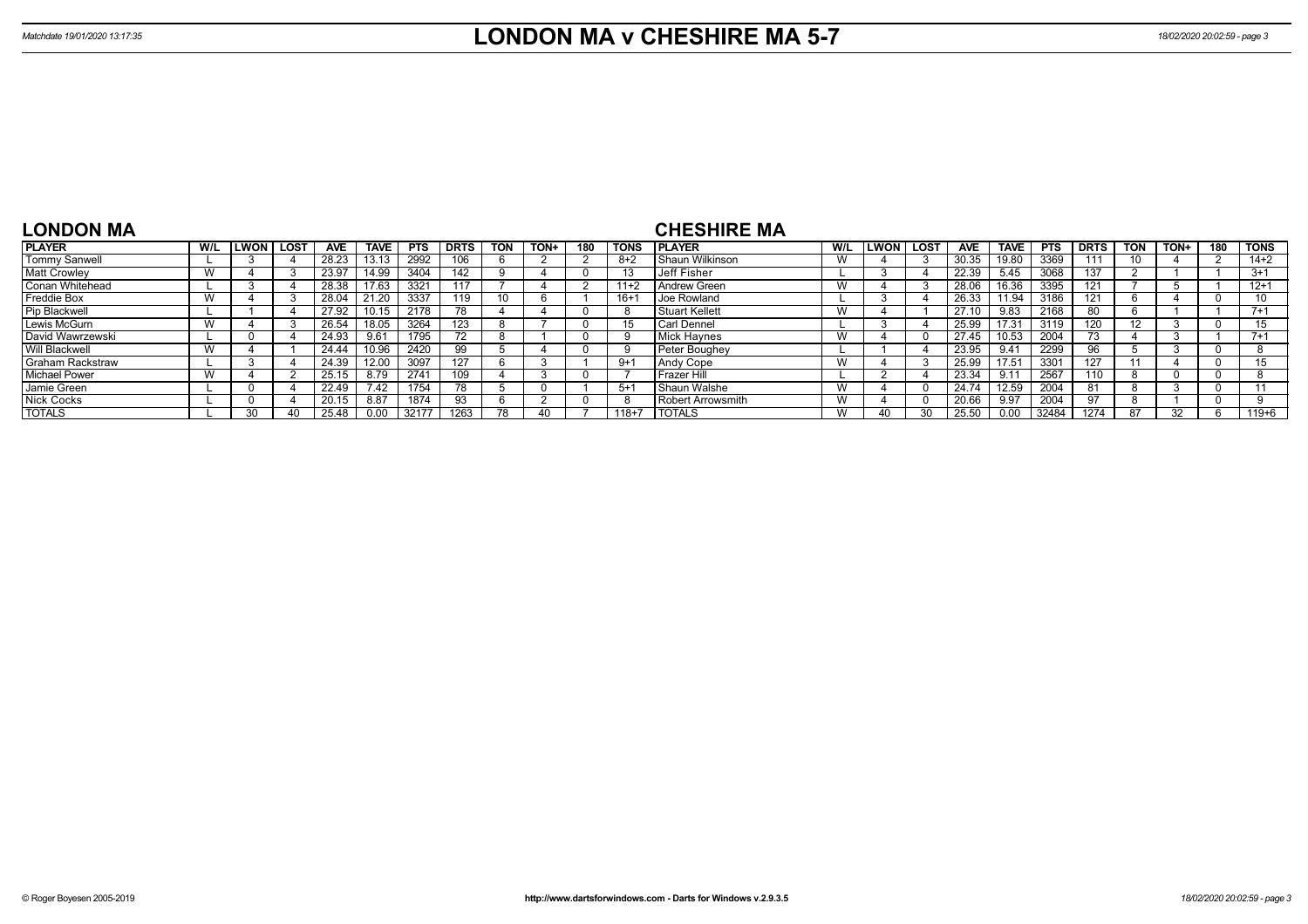# LONDON MA v CHESHIRE MA 5-7

Matchdate 19/01/2020 13:17:35

## LONDON MA

| PLAYER | W/L | LWON | LOST | AVE | TAVE | PTS | DRTS | TON | TON+ | 180 | TONS |
|---|---|---|---|---|---|---|---|---|---|---|---|
| Tommy Sanwell | L | 3 | 4 | 28.23 | 13.13 | 2992 | 106 | 6 | 2 | 2 | 8+2 |
| Matt Crowley | W | 4 | 3 | 23.97 | 14.99 | 3404 | 142 | 9 | 4 | 0 | 13 |
| Conan Whitehead | L | 3 | 4 | 28.38 | 17.63 | 3321 | 117 | 7 | 4 | 2 | 11+2 |
| Freddie Box | W | 4 | 3 | 28.04 | 21.20 | 3337 | 119 | 10 | 6 | 1 | 16+1 |
| Pip Blackwell | L | 1 | 4 | 27.92 | 10.15 | 2178 | 78 | 4 | 4 | 0 | 8 |
| Lewis McGurn | W | 4 | 3 | 26.54 | 18.05 | 3264 | 123 | 8 | 7 | 0 | 15 |
| David Wawrzewski | L | 0 | 4 | 24.93 | 9.61 | 1795 | 72 | 8 | 1 | 0 | 9 |
| Will Blackwell | W | 4 | 1 | 24.44 | 10.96 | 2420 | 99 | 5 | 4 | 0 | 9 |
| Graham Rackstraw | L | 3 | 4 | 24.39 | 12.00 | 3097 | 127 | 6 | 3 | 1 | 9+1 |
| Michael Power | W | 4 | 2 | 25.15 | 8.79 | 2741 | 109 | 4 | 3 | 0 | 7 |
| Jamie Green | L | 0 | 4 | 22.49 | 7.42 | 1754 | 78 | 5 | 0 | 1 | 5+1 |
| Nick Cocks | L | 0 | 4 | 20.15 | 8.87 | 1874 | 93 | 6 | 2 | 0 | 8 |
| TOTALS | L | 30 | 40 | 25.48 | 0.00 | 32177 | 1263 | 78 | 40 | 7 | 118+7 |

## CHESHIRE MA

| PLAYER | W/L | LWON | LOST | AVE | TAVE | PTS | DRTS | TON | TON+ | 180 | TONS |
|---|---|---|---|---|---|---|---|---|---|---|---|
| Shaun Wilkinson | W | 4 | 3 | 30.35 | 19.80 | 3369 | 111 | 10 | 4 | 2 | 14+2 |
| Jeff Fisher | L | 3 | 4 | 22.39 | 5.45 | 3068 | 137 | 2 | 1 | 1 | 3+1 |
| Andrew Green | W | 4 | 3 | 28.06 | 16.36 | 3395 | 121 | 7 | 5 | 1 | 12+1 |
| Joe Rowland | L | 3 | 4 | 26.33 | 11.94 | 3186 | 121 | 6 | 4 | 0 | 10 |
| Stuart Kellett | W | 4 | 1 | 27.10 | 9.83 | 2168 | 80 | 6 | 1 | 1 | 7+1 |
| Carl Dennel | L | 3 | 4 | 25.99 | 17.31 | 3119 | 120 | 12 | 3 | 0 | 15 |
| Mick Haynes | W | 4 | 0 | 27.45 | 10.53 | 2004 | 73 | 4 | 3 | 1 | 7+1 |
| Peter Boughey | L | 1 | 4 | 23.95 | 9.41 | 2299 | 96 | 5 | 3 | 0 | 8 |
| Andy Cope | W | 4 | 3 | 25.99 | 17.51 | 3301 | 127 | 11 | 4 | 0 | 15 |
| Frazer Hill | L | 2 | 4 | 23.34 | 9.11 | 2567 | 110 | 8 | 0 | 0 | 8 |
| Shaun Walshe | W | 4 | 0 | 24.74 | 12.59 | 2004 | 81 | 8 | 3 | 0 | 11 |
| Robert Arrowsmith | W | 4 | 0 | 20.66 | 9.97 | 2004 | 97 | 8 | 1 | 0 | 9 |
| TOTALS | W | 40 | 30 | 25.50 | 0.00 | 32484 | 1274 | 87 | 32 | 6 | 119+6 |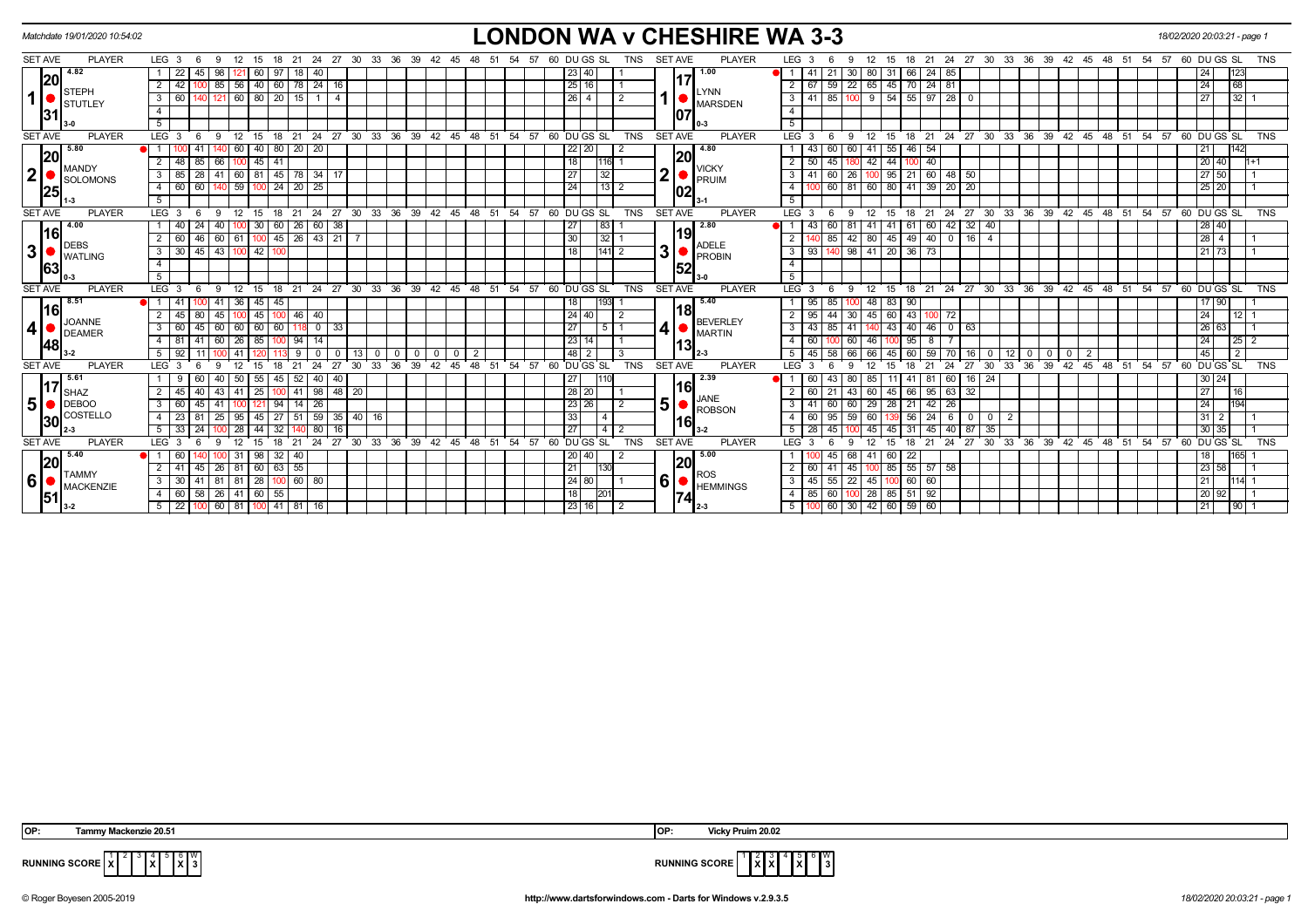Matchdate 19/01/2020 10:54:02

# LONDON WA v CHESHIRE WA 3-3

18/02/2020 20:03:21 - page 1

| SET AVE | PLAYER | LEG | 3 | 6 | 9 | 12 | 15 | 18 | 21 | 24 | 27 | 30 | DU | GS | SL | TNS | SET AVE | PLAYER | LEG | 3 | 6 | 9 | 12 | 15 | 18 | 21 | 24 | 27 | 30 | DU | GS | SL | TNS |
|---|---|---|---|---|---|---|---|---|---|---|---|---|---|---|---|---|---|---|---|---|---|---|---|---|---|---|---|---|---|---|---|---|---|
| 4.82 / 20.31 | 1 STEPH STUTLEY 3-0 | 1 | 22 | 45 | 98 | 121 | 60 | 97 | 18 | 40 | | | 23 | 40 | | 1 | 1.00 / 17.07 | 1 LYNN MARSDEN 0-3 | 1 | 41 | 21 | 30 | 80 | 31 | 66 | 24 | 85 | | | | 24 | 123 | |
| | | 2 | 42 | 100 | 85 | 56 | 40 | 60 | 78 | 24 | 16 | | 25 | 16 | | 1 | | | 2 | 67 | 59 | 22 | 65 | 45 | 70 | 24 | 81 | | | | 24 | 68 | |
| | | 3 | 60 | 140 | 121 | 60 | 80 | 20 | 15 | 1 | 4 | | 26 | 4 | | 2 | | | 3 | 41 | 85 | 100 | 9 | 54 | 55 | 97 | 28 | 0 | | | 27 | 32 | 1 |
| 5.80 / 20.25 | 2 MANDY SOLOMONS 1-3 | 1 | 100 | 41 | 140 | 60 | 40 | 80 | 20 | 20 | | | 22 | 20 | | 2 | 4.80 / 20.02 | 2 VICKY PRUIM 3-1 | 1 | 43 | 60 | 60 | 41 | 55 | 46 | 54 | | | | | 21 | 142 | |
| | | 2 | 48 | 85 | 66 | 100 | 45 | 41 | | | | | 18 | | 116 | 1 | | | 2 | 50 | 45 | 180 | 42 | 44 | 100 | 40 | | | | | 20 | 40 | 1+1 |
| | | 3 | 85 | 28 | 41 | 60 | 81 | 45 | 78 | 34 | 17 | | 27 | | 32 | | | | 3 | 41 | 60 | 26 | 100 | 95 | 21 | 60 | 48 | 50 | | | 27 | 50 | 1 |
| | | 4 | 60 | 60 | 140 | 59 | 100 | 24 | 20 | 25 | | | 24 | | 13 | 2 | | | 4 | 100 | 60 | 81 | 60 | 80 | 41 | 39 | 20 | 20 | | | 25 | 20 | 1 |
| 4.00 / 16.63 | 3 DEBS WATLING 0-3 | 1 | 40 | 24 | 40 | 100 | 30 | 60 | 26 | 60 | 38 | | 27 | | 83 | 1 | 2.80 / 19.52 | 3 ADELE PROBIN 3-0 | 1 | 43 | 60 | 81 | 41 | 41 | 61 | 60 | 42 | 32 | 40 | | 28 | 40 | |
| | | 2 | 60 | 46 | 60 | 61 | 100 | 45 | 26 | 43 | 21 | 7 | 30 | | 32 | 1 | | | 2 | 140 | 85 | 42 | 80 | 45 | 49 | 40 | 0 | 16 | 4 | | 28 | 4 | 1 |
| | | 3 | 30 | 45 | 43 | 100 | 42 | 100 | | | | | 18 | | 141 | 2 | | | 3 | 93 | 140 | 98 | 41 | 20 | 36 | 73 | | | | | 21 | 73 | 1 |
| 8.51 / 16.48 | 4 JOANNE DEAMER 3-2 | 1 | 41 | 100 | 41 | 36 | 45 | 45 | | | | | 18 | | 193 | 1 | 5.40 / 18.13 | 4 BEVERLEY MARTIN 2-3 | 1 | 95 | 85 | 100 | 48 | 83 | 90 | | | | | | 17 | 90 | 1 |
| | | 2 | 45 | 80 | 45 | 100 | 45 | 100 | 46 | 40 | | | 24 | 40 | | 2 | | | 2 | 95 | 44 | 30 | 45 | 60 | 43 | 100 | 72 | | | | 24 | | 12 | 1 |
| | | 3 | 60 | 45 | 60 | 60 | 60 | 60 | 118 | 0 | 33 | | 27 | | 5 | 1 | | | 3 | 43 | 85 | 41 | 140 | 43 | 40 | 46 | 0 | 63 | | | 26 | 63 | 1 |
| | | 4 | 81 | 41 | 60 | 26 | 85 | 100 | 94 | 14 | | | 23 | 14 | | 1 | | | 4 | 60 | 100 | 60 | 46 | 100 | 95 | 8 | 7 | | | | 24 | | 25 | 2 |
| | | 5 | 92 | 11 | 100 | 41 | 120 | 113 | 9 | 0 | 0 | 13, 0, 0, 0, 0, 0, 0, 2 | 48 | 2 | | 3 | | | 5 | 45 | 58 | 66 | 66 | 45 | 60 | 59 | 70 | 16 | 0, 12, 0, 0, 0, 0, 2 | | 45 | | 2 | |
| 5.61 / 17.30 | 5 SHAZ DEBOO COSTELLO 2-3 | 1 | 9 | 60 | 40 | 50 | 55 | 45 | 52 | 40 | 40 | | 27 | | 110 | | 2.39 / 16.16 | 5 JANE ROBSON 3-2 | 1 | 60 | 43 | 80 | 85 | 11 | 41 | 81 | 60 | 16 | 24 | | 30 | 24 | |
| | | 2 | 45 | 40 | 43 | 41 | 25 | 100 | 41 | 98 | 48 | 20 | 28 | 20 | | 1 | | | 2 | 60 | 21 | 43 | 60 | 45 | 66 | 95 | 63 | 32 | | | 27 | | 16 | |
| | | 3 | 60 | 45 | 41 | 100 | 121 | 94 | 14 | 26 | | | 23 | 26 | | 2 | | | 3 | 41 | 60 | 60 | 29 | 28 | 21 | 42 | 26 | | | | 24 | | 194 | |
| | | 4 | 23 | 81 | 25 | 95 | 45 | 27 | 51 | 59 | 35 | 40, 16 | 33 | | 4 | | | | 4 | 60 | 95 | 59 | 60 | 139 | 56 | 24 | 6 | 0 | 0, 2 | | 31 | 2 | | 1 |
| | | 5 | 33 | 24 | 100 | 28 | 44 | 32 | 140 | 80 | 16 | | 27 | | 4 | 2 | | | 5 | 28 | 45 | 100 | 45 | 45 | 31 | 45 | 40 | 87 | 35 | | 30 | 35 | | 1 |
| 5.40 / 20.51 | 6 TAMMY MACKENZIE 3-2 | 1 | 60 | 140 | 100 | 31 | 98 | 32 | 40 | | | | 20 | 40 | | 2 | 5.00 / 20.74 | 6 ROS HEMMINGS 2-3 | 1 | 100 | 45 | 68 | 41 | 60 | 22 | | | | | | 18 | | 165 | 1 |
| | | 2 | 41 | 45 | 26 | 81 | 60 | 63 | 55 | | | | 21 | | 130 | | | | 2 | 60 | 41 | 45 | 100 | 85 | 55 | 57 | 58 | | | | 23 | 58 | | 1 |
| | | 3 | 30 | 41 | 81 | 81 | 28 | 100 | 60 | 80 | | | 24 | 80 | | 1 | | | 3 | 45 | 55 | 22 | 45 | 100 | 60 | 60 | | | | | 21 | | 114 | 1 |
| | | 4 | 60 | 58 | 26 | 41 | 60 | 55 | | | | | 18 | | 201 | | | | 4 | 85 | 60 | 100 | 28 | 85 | 51 | 92 | | | | | 20 | 92 | | 1 |
| | | 5 | 22 | 100 | 60 | 81 | 100 | 41 | 81 | 16 | | | 23 | 16 | | 2 | | | 5 | 100 | 60 | 30 | 42 | 60 | 59 | 60 | | | | | 21 | | 90 | 1 |

OP: Tammy Mackenzie 20.51 | OP: Vicky Pruim 20.02

RUNNING SCORE (London): 1 X, 2 -, 3 -, 4 X, 5 -, 6 X — W: 3

RUNNING SCORE (Cheshire): 1 -, 2 X, 3 X, 4 -, 5 X, 6 - — W: 3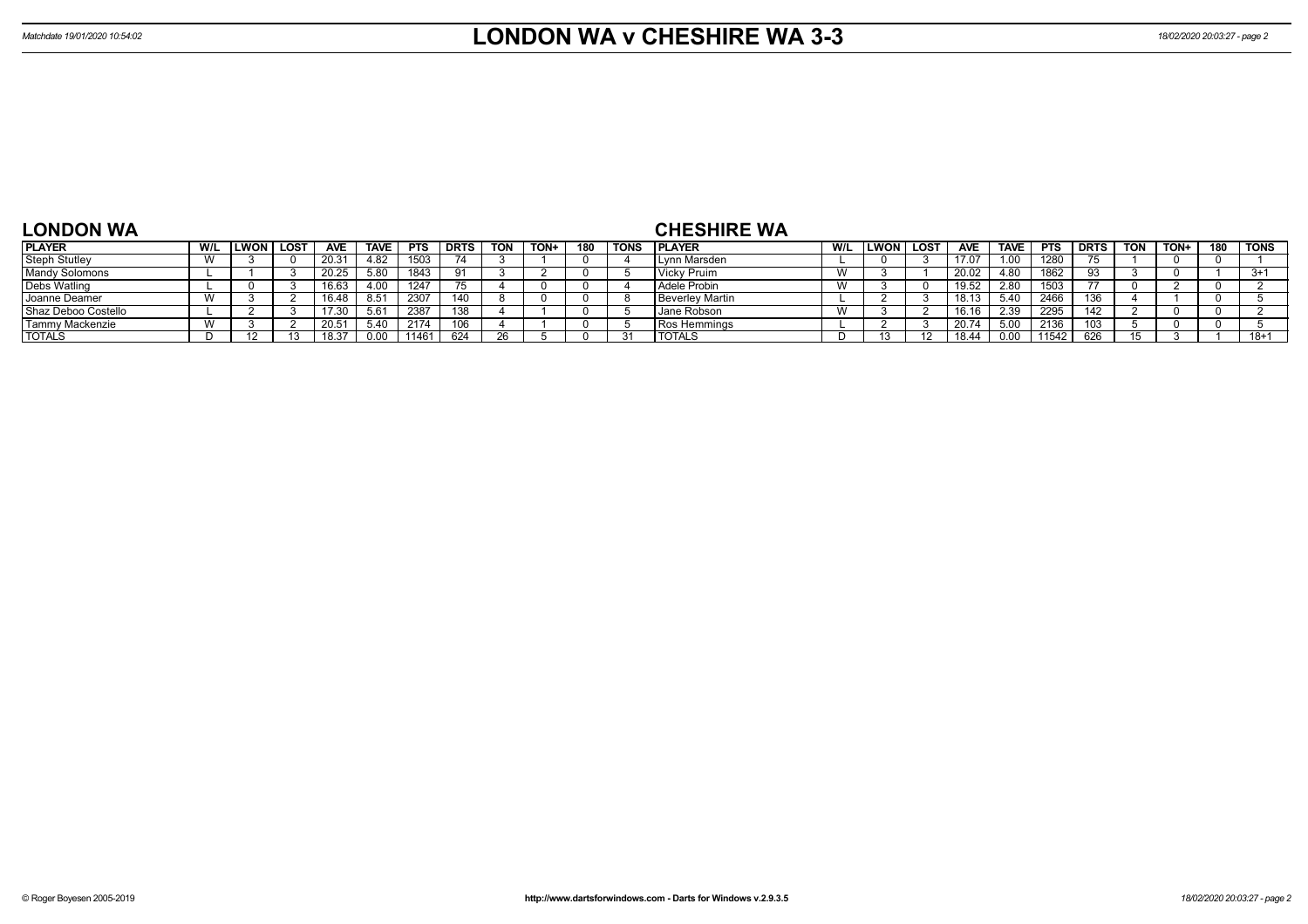# LONDON WA v CHESHIRE WA 3-3

Matchdate 19/01/2020 10:54:02

## LONDON WA

| PLAYER | W/L | LWON | LOST | AVE | TAVE | PTS | DRTS | TON | TON+ | 180 | TONS |
|---|---|---|---|---|---|---|---|---|---|---|---|
| Steph Stutley | W | 3 | 0 | 20.31 | 4.82 | 1503 | 74 | 3 | 1 | 0 | 4 |
| Mandy Solomons | L | 1 | 3 | 20.25 | 5.80 | 1843 | 91 | 3 | 2 | 0 | 5 |
| Debs Watling | L | 0 | 3 | 16.63 | 4.00 | 1247 | 75 | 4 | 0 | 0 | 4 |
| Joanne Deamer | W | 3 | 2 | 16.48 | 8.51 | 2307 | 140 | 8 | 0 | 0 | 8 |
| Shaz Deboo Costello | L | 2 | 3 | 17.30 | 5.61 | 2387 | 138 | 4 | 1 | 0 | 5 |
| Tammy Mackenzie | W | 3 | 2 | 20.51 | 5.40 | 2174 | 106 | 4 | 1 | 0 | 5 |
| TOTALS | D | 12 | 13 | 18.37 | 0.00 | 11461 | 624 | 26 | 5 | 0 | 31 |

## CHESHIRE WA

| PLAYER | W/L | LWON | LOST | AVE | TAVE | PTS | DRTS | TON | TON+ | 180 | TONS |
|---|---|---|---|---|---|---|---|---|---|---|---|
| Lynn Marsden | L | 0 | 3 | 17.07 | 1.00 | 1280 | 75 | 1 | 0 | 0 | 1 |
| Vicky Pruim | W | 3 | 1 | 20.02 | 4.80 | 1862 | 93 | 3 | 0 | 1 | 3+1 |
| Adele Probin | W | 3 | 0 | 19.52 | 2.80 | 1503 | 77 | 0 | 2 | 0 | 2 |
| Beverley Martin | L | 2 | 3 | 18.13 | 5.40 | 2466 | 136 | 4 | 1 | 0 | 5 |
| Jane Robson | W | 3 | 2 | 16.16 | 2.39 | 2295 | 142 | 2 | 0 | 0 | 2 |
| Ros Hemmings | L | 2 | 3 | 20.74 | 5.00 | 2136 | 103 | 5 | 0 | 0 | 5 |
| TOTALS | D | 13 | 12 | 18.44 | 0.00 | 11542 | 626 | 15 | 3 | 1 | 18+1 |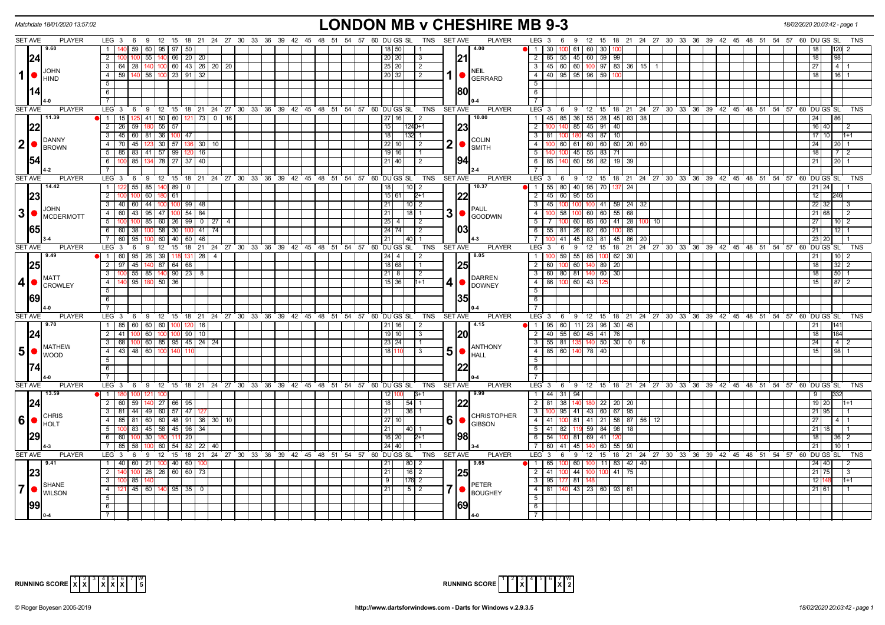Matchdate 18/01/2020 13:57:02

# LONDON MB v CHESHIRE MB 9-3

18/02/2020 20:03:42 - page 1

| SET AVE | PLAYER | LEG | 3 | 6 | 9 | 12 | 15 | 18 | 21 | 24 | 27 | 30 | DU | GS | SL | TNS | SET AVE | PLAYER | LEG | 3 | 6 | 9 | 12 | 15 | 18 | 21 | 24 | 27 | 30 | DU | GS | SL | TNS |
|---|---|---|---|---|---|---|---|---|---|---|---|---|---|---|---|---|---|---|---|---|---|---|---|---|---|---|---|---|---|---|---|---|---|
| 9.60 | 1 JOHN HIND | 1 | 140 | 59 | 60 | 95 | 97 | 50 | | | | | 18 | 50 | | 1 | 4.00 | 1 NEIL GERRARD | 1 | 30 | 100 | 61 | 60 | 30 | 100 | | | | | 18 | | 120 | 2 |
| 24 | | 2 | 100 | 100 | 55 | 140 | 66 | 20 | 20 | | | | 20 | 20 | | 3 | 21 | | 2 | 85 | 55 | 45 | 60 | 59 | 99 | | | | | 18 | | 98 | |
| | | 3 | 64 | 28 | 140 | 100 | 60 | 43 | 26 | 20 | 20 | | 25 | 20 | | 2 | | | 3 | 45 | 60 | 60 | 100 | 97 | 83 | 36 | 15 | 1 | | 27 | | 4 | 1 |
| | | 4 | 59 | 140 | 56 | 100 | 23 | 91 | 32 | | | | 20 | 32 | | 2 | | | 4 | 40 | 95 | 95 | 96 | 59 | 100 | | | | | 18 | | 16 | 1 |
| 14 | | 5 | | | | | | | | | | | | | | | 80 | | 5 | | | | | | | | | | | | | | |
| 4-0 | | 6 | | | | | | | | | | | | | | | 0-4 | | 6 | | | | | | | | | | | | | | |
| 11.39 | 2 DANNY BROWN | 1 | 15 | 125 | 41 | 50 | 60 | 121 | 73 | 0 | 16 | | 27 | 16 | | 2 | 10.00 | 2 COLIN SMITH | 1 | 45 | 85 | 36 | 55 | 28 | 45 | 83 | 38 | | | 24 | | 86 | |
| 22 | | 2 | 26 | 59 | 180 | 55 | 57 | | | | | | 15 | | 124 | 0+1 | 23 | | 2 | 100 | 140 | 85 | 45 | 91 | 40 | | | | | 16 | 40 | | 2 |
| | | 3 | 45 | 60 | 81 | 36 | 100 | 47 | | | | | 18 | | 132 | 1 | | | 3 | 81 | 100 | 180 | 43 | 87 | 10 | | | | | 17 | 10 | | 1+1 |
| | | 4 | 70 | 45 | 123 | 30 | 57 | 136 | 30 | 10 | | | 22 | 10 | | 2 | | | 4 | 100 | 60 | 61 | 60 | 60 | 60 | 20 | 60 | | | 24 | | 20 | 1 |
| | | 5 | 85 | 83 | 41 | 57 | 99 | 120 | 16 | | | | 19 | 16 | | 1 | | | 5 | 140 | 100 | 45 | 55 | 83 | 71 | | | | | 18 | | 7 | 2 |
| 54 | | 6 | 100 | 85 | 134 | 78 | 27 | 37 | 40 | | | | 21 | 40 | | 2 | 94 | | 6 | 85 | 140 | 60 | 56 | 82 | 19 | 39 | | | | 21 | | 20 | 1 |
| 4-2 | | 7 | | | | | | | | | | | | | | | 2-4 | | 7 | | | | | | | | | | | | | | |
| 14.42 | 3 JOHN MCDERMOTT | 1 | 122 | 55 | 85 | 140 | 89 | 0 | | | | | 18 | | 10 | 2 | 10.37 | 3 PAUL GOODWIN | 1 | 55 | 80 | 40 | 95 | 70 | 137 | 24 | | | | 21 | 24 | | 1 |
| 23 | | 2 | 100 | 100 | 60 | 180 | 61 | | | | | | 15 | 61 | | 2+1 | 22 | | 2 | 45 | 60 | 95 | 55 | | | | | | | 12 | | 246 | |
| | | 3 | 40 | 60 | 44 | 100 | 100 | 99 | 48 | | | | 21 | | 10 | 2 | | | 3 | 45 | 100 | 100 | 100 | 41 | 59 | 24 | 32 | | | 22 | 32 | | 3 |
| | | 4 | 60 | 43 | 95 | 47 | 100 | 54 | 84 | | | | 21 | | 18 | 1 | | | 4 | 100 | 58 | 100 | 60 | 60 | 55 | 68 | | | | 21 | 68 | | 2 |
| | | 5 | 100 | 100 | 85 | 60 | 26 | 99 | 0 | 27 | 4 | | 25 | 4 | | 2 | | | 5 | 7 | 100 | 60 | 85 | 60 | 41 | 28 | 100 | 10 | | 27 | | 10 | 2 |
| 65 | | 6 | 60 | 38 | 100 | 58 | 30 | 100 | 41 | 74 | | | 24 | 74 | | 2 | 03 | | 6 | 55 | 81 | 26 | 82 | 60 | 100 | 85 | | | | 21 | | 12 | 1 |
| 3-4 | | 7 | 60 | 95 | 100 | 60 | 40 | 60 | 46 | | | | 21 | | 40 | 1 | 4-3 | | 7 | 100 | 41 | 45 | 83 | 81 | 45 | 86 | 20 | | | 23 | 20 | | 1 |
| 9.49 | 4 MATT CROWLEY | 1 | 60 | 95 | 26 | 39 | 118 | 131 | 28 | 4 | | | 24 | 4 | | 2 | 8.05 | 4 DARREN DOWNEY | 1 | 100 | 59 | 55 | 85 | 100 | 62 | 30 | | | | 21 | | 10 | 2 |
| 25 | | 2 | 97 | 45 | 140 | 87 | 64 | 68 | | | | | 18 | 68 | | 1 | 25 | | 2 | 60 | 100 | 60 | 140 | 89 | 20 | | | | | 18 | | 32 | 2 |
| | | 3 | 100 | 55 | 85 | 140 | 90 | 23 | 8 | | | | 21 | 8 | | 2 | | | 3 | 60 | 80 | 81 | 140 | 60 | 30 | | | | | 18 | | 50 | 1 |
| | | 4 | 140 | 95 | 180 | 50 | 36 | | | | | | 15 | 36 | | 1+1 | | | 4 | 86 | 100 | 60 | 43 | 125 | | | | | | 15 | | 87 | 2 |
| 69 | | 5 | | | | | | | | | | | | | | | 35 | | 5 | | | | | | | | | | | | | | |
| 4-0 | | 6 | | | | | | | | | | | | | | | 0-4 | | 6 | | | | | | | | | | | | | | |
| 9.70 | 5 MATHEW WOOD | 1 | 85 | 60 | 60 | 60 | 100 | 120 | 16 | | | | 21 | 16 | | 2 | 4.15 | 5 ANTHONY HALL | 1 | 95 | 60 | 11 | 23 | 96 | 30 | 45 | | | | 21 | | 141 | |
| 24 | | 2 | 41 | 100 | 60 | 100 | 100 | 90 | 10 | | | | 19 | 10 | | 3 | 20 | | 2 | 40 | 55 | 60 | 45 | 41 | 76 | | | | | 18 | | 184 | |
| | | 3 | 68 | 100 | 60 | 85 | 95 | 45 | 24 | 24 | | | 23 | 24 | | 1 | | | 3 | 55 | 81 | 135 | 140 | 50 | 30 | 0 | 6 | | | 24 | | 4 | 2 |
| | | 4 | 43 | 48 | 60 | 100 | 140 | 110 | | | | | 18 | 110 | | 3 | | | 4 | 85 | 60 | 140 | 78 | 40 | | | | | | 15 | | 98 | 1 |
| 74 | | 5 | | | | | | | | | | | | | | | 22 | | 5 | | | | | | | | | | | | | | |
| 4-0 | | 6 | | | | | | | | | | | | | | | 0-4 | | 6 | | | | | | | | | | | | | | |
| 13.59 | 6 CHRIS HOLT | 1 | 180 | 100 | 121 | 100 | | | | | | | 12 | 100 | | 3+1 | 9.99 | 6 CHRISTOPHER GIBSON | 1 | 44 | 31 | 94 | | | | | | | | 9 | | 332 | |
| 24 | | 2 | 60 | 59 | 140 | 27 | 66 | 95 | | | | | 18 | | 54 | 1 | 22 | | 2 | 81 | 38 | 140 | 180 | 22 | 20 | 20 | | | | 19 | 20 | | 1+1 |
| | | 3 | 81 | 44 | 49 | 60 | 57 | 47 | 127 | | | | 21 | | 36 | 1 | | | 3 | 100 | 95 | 41 | 43 | 60 | 67 | 95 | | | | 21 | 95 | | 1 |
| | | 4 | 85 | 81 | 60 | 60 | 48 | 91 | 36 | 30 | 10 | | 27 | 10 | | | | | 4 | 41 | 100 | 81 | 41 | 21 | 58 | 87 | 56 | 12 | | 27 | | 4 | 1 |
| | | 5 | 100 | 83 | 45 | 58 | 45 | 96 | 34 | | | | 21 | | 40 | 1 | | | 5 | 41 | 82 | 119 | 59 | 84 | 98 | 18 | | | | 21 | 18 | | 1 |
| 29 | | 6 | 60 | 100 | 30 | 180 | 111 | 20 | | | | | 16 | 20 | | 2+1 | 98 | | 6 | 54 | 100 | 81 | 69 | 41 | 120 | | | | | 18 | | 36 | 2 |
| 4-3 | | 7 | 85 | 58 | 100 | 60 | 54 | 82 | 22 | 40 | | | 24 | 40 | | 1 | 3-4 | | 7 | 60 | 41 | 45 | 140 | 60 | 55 | 90 | | | | 21 | | 10 | 1 |
| 9.41 | 7 SHANE WILSON | 1 | 40 | 60 | 21 | 100 | 40 | 60 | 100 | | | | 21 | | 80 | 2 | 9.65 | 7 PETER BOUGHEY | 1 | 65 | 100 | 60 | 100 | 11 | 83 | 42 | 40 | | | 24 | 40 | | 2 |
| 23 | | 2 | 140 | 100 | 26 | 26 | 60 | 60 | 73 | | | | 21 | | 16 | 2 | 25 | | 2 | 41 | 100 | 44 | 100 | 100 | 41 | 75 | | | | 21 | 75 | | 3 |
| | | 3 | 100 | 85 | 140 | | | | | | | | 9 | | 176 | 2 | | | 3 | 95 | 177 | 81 | 148 | | | | | | | 12 | 148 | | 1+1 |
| | | 4 | 121 | 45 | 60 | 140 | 95 | 35 | 0 | | | | 21 | | 5 | 2 | | | 4 | 81 | 140 | 43 | 23 | 60 | 93 | 61 | | | | 21 | 61 | | 1 |
| 99 | | 5 | | | | | | | | | | | | | | | 69 | | 5 | | | | | | | | | | | | | | |
| 0-4 | | 6 | | | | | | | | | | | | | | | 4-0 | | 6 | | | | | | | | | | | | | | |

RUNNING SCORE (London): 1 X, 2 X, 3 –, 4 X, 5 X, 6 X, 7 –, W 5

RUNNING SCORE (Cheshire): 1 –, 2 –, 3 X, 4 –, 5 –, 6 –, 7 X, W 2

© Roger Boyesen 2005-2019 — http://www.dartsforwindows.com - Darts for Windows v.2.9.3.5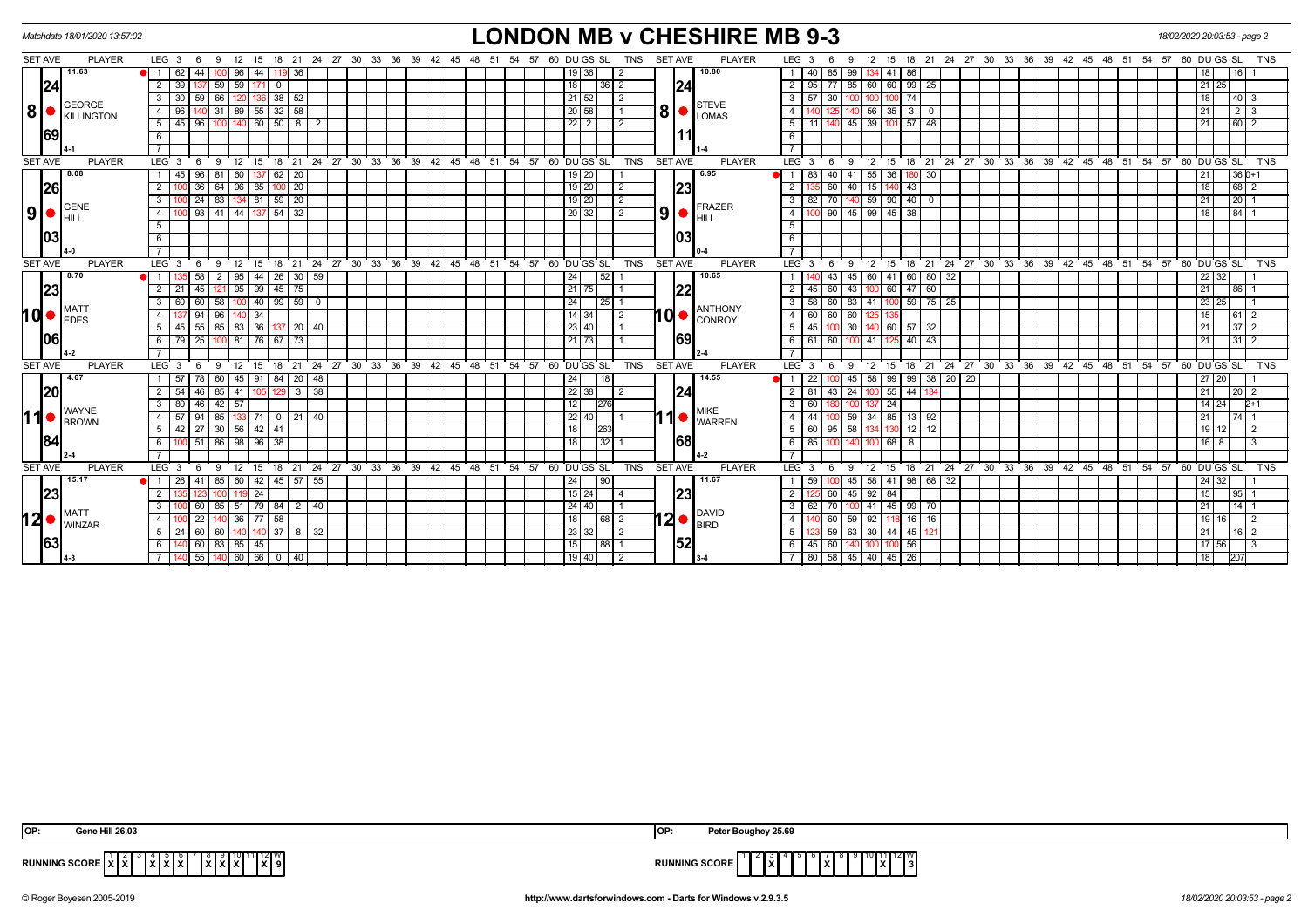Matchdate 18/01/2020 13:57:02

# LONDON MB v CHESHIRE MB 9-3

18/02/2020 20:03:53 - page 2

| SET AVE | PLAYER | LEG | 3 | 6 | 9 | 12 | 15 | 18 | 21 | 24 | DU | GS | SL | TNS | SET AVE | PLAYER | LEG | 3 | 6 | 9 | 12 | 15 | 18 | 21 | 24 | DU | GS | SL | TNS |
|---|---|---|---|---|---|---|---|---|---|---|---|---|---|---|---|---|---|---|---|---|---|---|---|---|---|---|---|---|---|
| 11.63 | 8 GEORGE KILLINGTON | 1 | 62 | 44 | 100 | 96 | 44 | 119 | 36 | | 19 | 36 | | 2 | 10.80 | 8 STEVE LOMAS | 1 | 40 | 85 | 99 | 134 | 41 | 86 | | | 18 | | 16 | 1 |
| 24 | | 2 | 39 | 137 | 59 | 59 | 171 | 0 | | | 18 | | 36 | 2 | 24 | | 2 | 95 | 77 | 85 | 60 | 60 | 99 | 25 | | 21 | 25 | | |
| | | 3 | 30 | 59 | 66 | 120 | 136 | 38 | 52 | | 21 | 52 | | 2 | | | 3 | 57 | 30 | 100 | 100 | 100 | 74 | | | 18 | | 40 | 3 |
| | | 4 | 96 | 140 | 31 | 89 | 55 | 32 | 58 | | 20 | 58 | | 1 | | | 4 | 140 | 125 | 140 | 56 | 35 | 3 | 0 | | 21 | | 2 | 3 |
| 69 | | 5 | 45 | 96 | 100 | 140 | 60 | 50 | 8 | 2 | 22 | 2 | | 2 | 11 | | 5 | 11 | 140 | 45 | 39 | 101 | 57 | 48 | | 21 | | 60 | 2 |
| | 4-1 | | | | | | | | | | | | | | | 1-4 | | | | | | | | | | | | | |
| 8.08 | 9 GENE HILL | 1 | 45 | 96 | 81 | 60 | 137 | 62 | 20 | | 19 | 20 | | 1 | 6.95 | 9 FRAZER HILL | 1 | 83 | 40 | 41 | 55 | 36 | 180 | 30 | | 21 | | 36 | 0+1 |
| 26 | | 2 | 100 | 36 | 64 | 96 | 85 | 100 | 20 | | 19 | 20 | | 2 | 23 | | 2 | 135 | 60 | 40 | 15 | 140 | 43 | | | 18 | | 68 | 2 |
| | | 3 | 100 | 24 | 83 | 134 | 81 | 59 | 20 | | 19 | 20 | | 2 | | | 3 | 82 | 70 | 140 | 59 | 90 | 40 | 0 | | 21 | | 20 | 1 |
| 03 | | 4 | 100 | 93 | 41 | 44 | 137 | 54 | 32 | | 20 | 32 | | 2 | 03 | | 4 | 100 | 90 | 45 | 99 | 45 | 38 | | | 18 | | 84 | 1 |
| | 4-0 | | | | | | | | | | | | | | | 0-4 | | | | | | | | | | | | | |
| 8.70 | 10 MATT EDES | 1 | 135 | 58 | 2 | 95 | 44 | 26 | 30 | 59 | 24 | | 52 | 1 | 10.65 | 10 ANTHONY CONROY | 1 | 140 | 43 | 45 | 60 | 41 | 60 | 80 | 32 | 22 | 32 | | 1 |
| 23 | | 2 | 21 | 45 | 121 | 95 | 99 | 45 | 75 | | 21 | 75 | | 1 | 22 | | 2 | 45 | 60 | 43 | 100 | 60 | 47 | 60 | | 21 | | 86 | 1 |
| | | 3 | 60 | 60 | 58 | 100 | 40 | 99 | 59 | 0 | 24 | | 25 | 1 | | | 3 | 58 | 60 | 83 | 41 | 100 | 59 | 75 | 25 | 23 | 25 | | 1 |
| | | 4 | 137 | 94 | 96 | 140 | 34 | | | | 14 | 34 | | 2 | | | 4 | 60 | 60 | 60 | 125 | 135 | | | | 15 | | 61 | 2 |
| | | 5 | 45 | 55 | 85 | 83 | 36 | 137 | 20 | 40 | 23 | 40 | | 1 | | | 5 | 45 | 100 | 30 | 140 | 60 | 57 | 32 | | 21 | | 37 | 2 |
| 06 | | 6 | 79 | 25 | 100 | 81 | 76 | 67 | 73 | | 21 | 73 | | 1 | 69 | | 6 | 61 | 60 | 100 | 41 | 125 | 40 | 43 | | 21 | | 31 | 2 |
| | 4-2 | | | | | | | | | | | | | | | 2-4 | | | | | | | | | | | | | |
| 4.67 | 11 WAYNE BROWN | 1 | 57 | 78 | 60 | 45 | 91 | 84 | 20 | 48 | 24 | | 18 | | 14.55 | 11 MIKE WARREN | 1 | 22 | 100 | 45 | 58 | 99 | 99 | 38 | 20, 20 | 27 | 20 | | 1 |
| 20 | | 2 | 54 | 46 | 85 | 41 | 105 | 129 | 3 | 38 | 22 | 38 | | 2 | 24 | | 2 | 81 | 43 | 24 | 100 | 55 | 44 | 134 | | 21 | | 20 | 2 |
| | | 3 | 80 | 46 | 42 | 57 | | | | | 12 | | 276 | | | | 3 | 60 | 180 | 100 | 137 | 24 | | | | 14 | 24 | | 2+1 |
| | | 4 | 57 | 94 | 85 | 133 | 71 | 0 | 21 | 40 | 22 | 40 | | 1 | | | 4 | 44 | 100 | 59 | 34 | 85 | 13 | 92 | | 21 | | 74 | 1 |
| | | 5 | 42 | 27 | 30 | 56 | 42 | 41 | | | 18 | | 263 | | | | 5 | 60 | 95 | 58 | 134 | 130 | 12 | 12 | | 19 | 12 | | 2 |
| 84 | | 6 | 100 | 51 | 86 | 98 | 96 | 38 | | | 18 | | 32 | 1 | 68 | | 6 | 85 | 100 | 140 | 100 | 68 | 8 | | | 16 | 8 | | 3 |
| | 2-4 | | | | | | | | | | | | | | | 4-2 | | | | | | | | | | | | | |
| 15.17 | 12 MATT WINZAR | 1 | 26 | 41 | 85 | 60 | 42 | 45 | 57 | 55 | 24 | | 90 | | 11.67 | 12 DAVID BIRD | 1 | 59 | 100 | 45 | 58 | 41 | 98 | 68 | 32 | 24 | 32 | | 1 |
| 23 | | 2 | 135 | 123 | 100 | 119 | 24 | | | | 15 | 24 | | 4 | 23 | | 2 | 125 | 60 | 45 | 92 | 84 | | | | 15 | | 95 | 1 |
| | | 3 | 100 | 60 | 85 | 51 | 79 | 84 | 2 | 40 | 24 | 40 | | 1 | | | 3 | 62 | 70 | 100 | 41 | 45 | 99 | 70 | | 21 | | 14 | 1 |
| | | 4 | 100 | 22 | 140 | 36 | 77 | 58 | | | 18 | | 68 | 2 | | | 4 | 140 | 60 | 59 | 92 | 118 | 16 | 16 | | 19 | 16 | | 2 |
| | | 5 | 24 | 60 | 60 | 140 | 140 | 37 | 8 | 32 | 23 | 32 | | 2 | | | 5 | 123 | 59 | 63 | 30 | 44 | 45 | 121 | | 21 | | 16 | 2 |
| 63 | | 6 | 140 | 60 | 83 | 85 | 45 | | | | 15 | | 88 | 1 | 52 | | 6 | 45 | 60 | 140 | 100 | 100 | 56 | | | 17 | 56 | | 3 |
| | 4-3 | 7 | 140 | 55 | 140 | 60 | 66 | 0 | 40 | | 19 | 40 | | 2 | | 3-4 | 7 | 80 | 58 | 45 | 40 | 45 | 26 | | | 18 | | 207 | |

OP: Gene Hill 26.03

OP: Peter Boughey 25.69

| RUNNING SCORE | 1 | 2 | 3 | 4 | 5 | 6 | 7 | 8 | 9 | 10 | 11 | 12 | W |
|---|---|---|---|---|---|---|---|---|---|---|---|---|---|
| London | X | X | | X | X | X | | X | X | X | | X | 9 |
| Cheshire | | | X | | | | X | | | | X | | 3 |

© Roger Boyesen 2005-2019 http://www.dartsforwindows.com - Darts for Windows v.2.9.3.5 18/02/2020 20:03:53 - page 2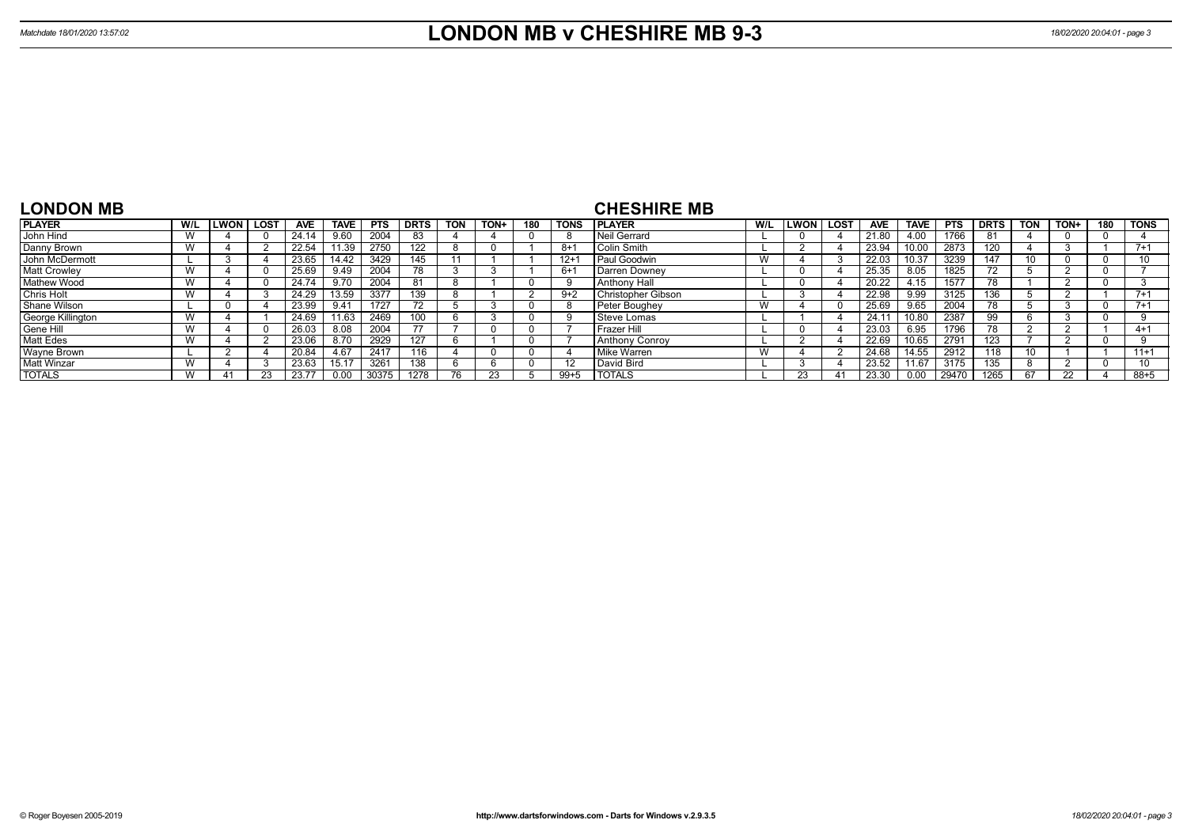# LONDON MB v CHESHIRE MB 9-3

## LONDON MB

| PLAYER | W/L | LWON | LOST | AVE | TAVE | PTS | DRTS | TON | TON+ | 180 | TONS |
|---|---|---|---|---|---|---|---|---|---|---|---|
| John Hind | W | 4 | 0 | 24.14 | 9.60 | 2004 | 83 | 4 | 4 | 0 | 8 |
| Danny Brown | W | 4 | 2 | 22.54 | 11.39 | 2750 | 122 | 8 | 0 | 1 | 8+1 |
| John McDermott | L | 3 | 4 | 23.65 | 14.42 | 3429 | 145 | 11 | 1 | 1 | 12+1 |
| Matt Crowley | W | 4 | 0 | 25.69 | 9.49 | 2004 | 78 | 3 | 3 | 1 | 6+1 |
| Mathew Wood | W | 4 | 0 | 24.74 | 9.70 | 2004 | 81 | 8 | 1 | 0 | 9 |
| Chris Holt | W | 4 | 3 | 24.29 | 13.59 | 3377 | 139 | 8 | 1 | 2 | 9+2 |
| Shane Wilson | L | 0 | 4 | 23.99 | 9.41 | 1727 | 72 | 5 | 3 | 0 | 8 |
| George Killington | W | 4 | 1 | 24.69 | 11.63 | 2469 | 100 | 6 | 3 | 0 | 9 |
| Gene Hill | W | 4 | 0 | 26.03 | 8.08 | 2004 | 77 | 7 | 0 | 0 | 7 |
| Matt Edes | W | 4 | 2 | 23.06 | 8.70 | 2929 | 127 | 6 | 1 | 0 | 7 |
| Wayne Brown | L | 2 | 4 | 20.84 | 4.67 | 2417 | 116 | 4 | 0 | 0 | 4 |
| Matt Winzar | W | 4 | 3 | 23.63 | 15.17 | 3261 | 138 | 6 | 6 | 0 | 12 |
| TOTALS | W | 41 | 23 | 23.77 | 0.00 | 30375 | 1278 | 76 | 23 | 5 | 99+5 |

## CHESHIRE MB

| PLAYER | W/L | LWON | LOST | AVE | TAVE | PTS | DRTS | TON | TON+ | 180 | TONS |
|---|---|---|---|---|---|---|---|---|---|---|---|
| Neil Gerrard | L | 0 | 4 | 21.80 | 4.00 | 1766 | 81 | 4 | 0 | 0 | 4 |
| Colin Smith | L | 2 | 4 | 23.94 | 10.00 | 2873 | 120 | 4 | 3 | 1 | 7+1 |
| Paul Goodwin | W | 4 | 3 | 22.03 | 10.37 | 3239 | 147 | 10 | 0 | 0 | 10 |
| Darren Downey | L | 0 | 4 | 25.35 | 8.05 | 1825 | 72 | 5 | 2 | 0 | 7 |
| Anthony Hall | L | 0 | 4 | 20.22 | 4.15 | 1577 | 78 | 1 | 2 | 0 | 3 |
| Christopher Gibson | L | 3 | 4 | 22.98 | 9.99 | 3125 | 136 | 5 | 2 | 1 | 7+1 |
| Peter Boughey | W | 4 | 0 | 25.69 | 9.65 | 2004 | 78 | 5 | 3 | 0 | 7+1 |
| Steve Lomas | L | 1 | 4 | 24.11 | 10.80 | 2387 | 99 | 6 | 3 | 0 | 9 |
| Frazer Hill | L | 0 | 4 | 23.03 | 6.95 | 1796 | 78 | 2 | 2 | 1 | 4+1 |
| Anthony Conroy | L | 2 | 4 | 22.69 | 10.65 | 2791 | 123 | 7 | 2 | 0 | 9 |
| Mike Warren | W | 4 | 2 | 24.68 | 14.55 | 2912 | 118 | 10 | 1 | 1 | 11+1 |
| David Bird | L | 3 | 4 | 23.52 | 11.67 | 3175 | 135 | 8 | 2 | 0 | 10 |
| TOTALS | L | 23 | 41 | 23.30 | 0.00 | 29470 | 1265 | 67 | 22 | 4 | 88+5 |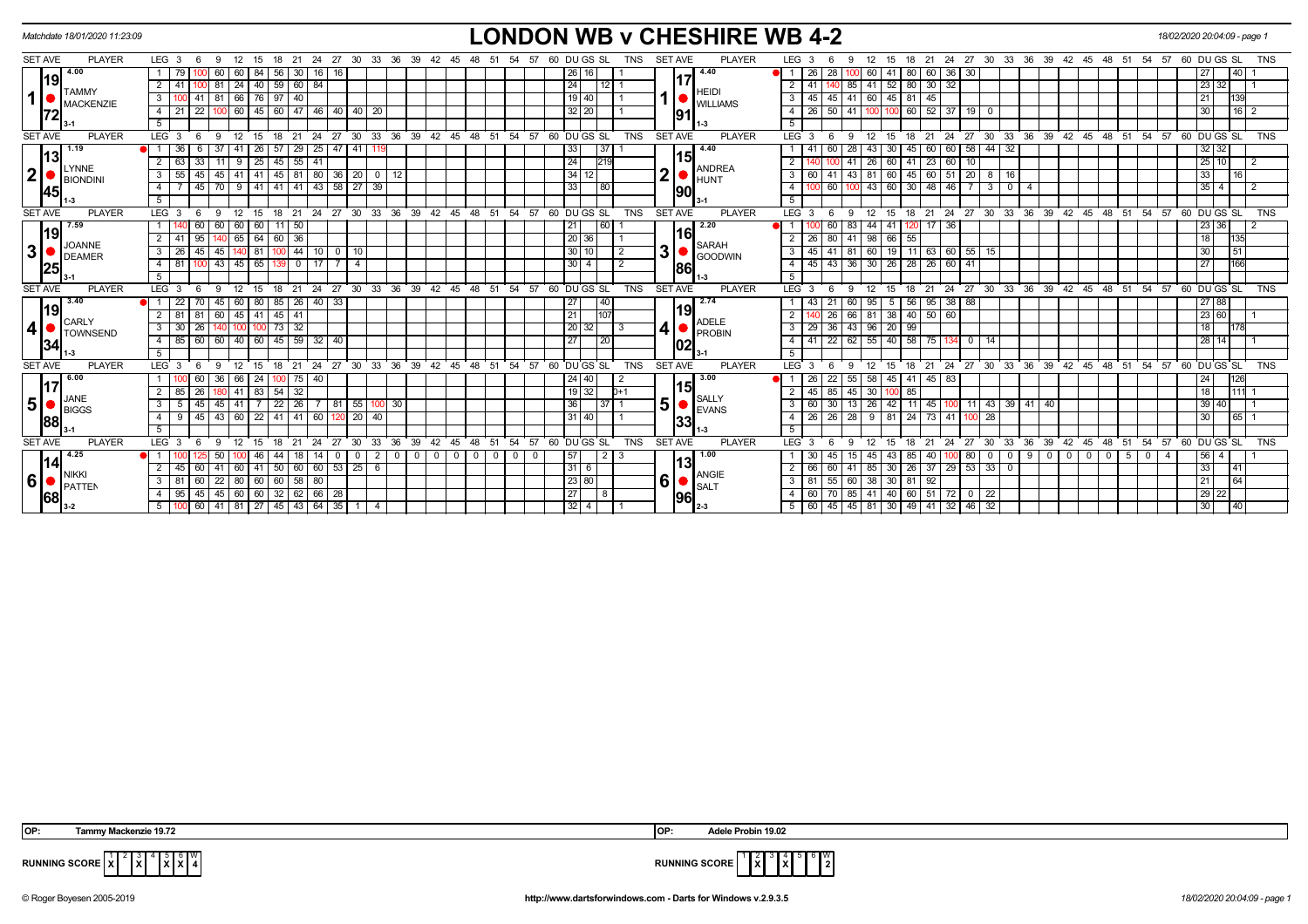Matchdate 18/01/2020 11:23:09

# LONDON WB v CHESHIRE WB 4-2

18/02/2020 20:04:09 - page 1

| SET AVE | PLAYER | LEG | 3 | 6 | 9 | 12 | 15 | 18 | 21 | 24 | 27 | 30 | 33 | 36 | 39 | 42 | 45 | 48 | 51 | 54 | 57 | 60 | DU | GS | SL | TNS | SET AVE | PLAYER | LEG | 3 | 6 | 9 | 12 | 15 | 18 | 21 | 24 | 27 | 30 | 33 | 36 | 39 | 42 | 45 | 48 | 51 | 54 | 57 | 60 | DU | GS | SL | TNS |
|---|---|---|---|---|---|---|---|---|---|---|---|---|---|---|---|---|---|---|---|---|---|---|---|---|---|---|---|---|---|---|---|---|---|---|---|---|---|---|---|---|---|---|---|---|---|---|---|---|---|---|---|
| 4.00 / 19.72 | 1 TAMMY MACKENZIE 3-1 | 1 | 79 | 100 | 60 | 60 | 84 | 56 | 30 | 16 | 16 | | | | | | | | | | | | 26 | 16 | | 1 | 4.40 / 17.91 | 1 HEIDI WILLIAMS 1-3 | 1 | 26 | 28 | 100 | 60 | 41 | 80 | 60 | 36 | 30 | | | | | | | | | | | | 27 | | 40 | 1 |
| | | 2 | 41 | 100 | 81 | 24 | 40 | 59 | 60 | 84 | | | | | | | | | | | | | 24 | | 12 | 1 | | | 2 | 41 | 140 | 85 | 41 | 52 | 80 | 30 | 32 | | | | | | | | | | | | | 23 | 32 | | 1 |
| | | 3 | 100 | 41 | 81 | 66 | 76 | 97 | 40 | | | | | | | | | | | | | | 19 | 40 | | 1 | | | 3 | 45 | 45 | 41 | 60 | 45 | 81 | 45 | | | | | | | | | | | | | | 21 | | 139 | |
| | | 4 | 21 | 22 | 100 | 60 | 45 | 60 | 47 | 46 | 40 | 40 | 20 | | | | | | | | | | 32 | 20 | | 1 | | | 4 | 26 | 50 | 41 | 100 | 100 | 60 | 52 | 37 | 19 | 0 | | | | | | | | | | | 30 | | 16 | 2 |
| | | 5 | | | | | | | | | | | | | | | | | | | | | | | | | | | 5 | | | | | | | | | | | | | | | | | | | | | | | | |
| 1.19 / 13.45 | 2 LYNNE BIONDINI 1-3 | 1 | 36 | 6 | 37 | 41 | 26 | 57 | 29 | 25 | 47 | 41 | 119 | | | | | | | | | | 33 | | 37 | 1 | 4.40 / 15.90 | 2 ANDREA HUNT 3-1 | 1 | 41 | 60 | 28 | 43 | 30 | 45 | 60 | 60 | 58 | 44 | 32 | | | | | | | | | | 32 | 32 | | |
| | | 2 | 63 | 33 | 11 | 9 | 25 | 45 | 55 | 41 | | | | | | | | | | | | | 24 | | 219 | | | | 2 | 140 | 100 | 41 | 26 | 60 | 41 | 23 | 60 | 10 | | | | | | | | | | | | 25 | 10 | | 2 |
| | | 3 | 55 | 45 | 45 | 41 | 41 | 45 | 81 | 80 | 36 | 20 | 0 | 12 | | | | | | | | | 34 | 12 | | | | | 3 | 60 | 41 | 43 | 81 | 60 | 45 | 60 | 51 | 20 | 8 | 16 | | | | | | | | | | 33 | | 16 | |
| | | 4 | 7 | 45 | 70 | 9 | 41 | 41 | 41 | 43 | 58 | 27 | 39 | | | | | | | | | | 33 | | 80 | | | | 4 | 100 | 60 | 100 | 43 | 60 | 30 | 48 | 46 | 7 | 3 | 0 | 4 | | | | | | | | | 35 | 4 | | 2 |
| | | 5 | | | | | | | | | | | | | | | | | | | | | | | | | | | 5 | | | | | | | | | | | | | | | | | | | | | | | | |
| 7.59 / 19.25 | 3 JOANNE DEAMER 3-1 | 1 | 140 | 60 | 60 | 60 | 60 | 11 | 50 | | | | | | | | | | | | | | 21 | | 60 | 1 | 2.20 / 16.86 | 3 SARAH GOODWIN 1-3 | 1 | 100 | 60 | 83 | 44 | 41 | 120 | 17 | 36 | | | | | | | | | | | | | 23 | 36 | | 2 |
| | | 2 | 41 | 95 | 140 | 65 | 64 | 60 | 36 | | | | | | | | | | | | | | 20 | 36 | | 1 | | | 2 | 26 | 80 | 41 | 98 | 66 | 55 | | | | | | | | | | | | | | | 18 | | 135 | |
| | | 3 | 26 | 45 | 45 | 140 | 81 | 100 | 44 | 10 | 0 | 10 | | | | | | | | | | | 30 | 10 | | 2 | | | 3 | 45 | 41 | 81 | 60 | 19 | 11 | 63 | 60 | 55 | 15 | | | | | | | | | | | 30 | | 51 | |
| | | 4 | 81 | 100 | 43 | 45 | 65 | 139 | 0 | 17 | 7 | 4 | | | | | | | | | | | 30 | 4 | | 2 | | | 4 | 45 | 43 | 36 | 30 | 26 | 28 | 26 | 60 | 41 | | | | | | | | | | | | 27 | | 166 | |
| | | 5 | | | | | | | | | | | | | | | | | | | | | | | | | | | 5 | | | | | | | | | | | | | | | | | | | | | | | | |
| 3.40 / 19.34 | 4 CARLY TOWNSEND 1-3 | 1 | 22 | 70 | 45 | 60 | 80 | 85 | 26 | 40 | 33 | | | | | | | | | | | | 27 | | 40 | | 2.74 / 19.02 | 4 ADELE PROBIN 3-1 | 1 | 43 | 21 | 60 | 95 | 5 | 56 | 95 | 38 | 88 | | | | | | | | | | | | 27 | 88 | | |
| | | 2 | 81 | 81 | 60 | 45 | 41 | 45 | 41 | | | | | | | | | | | | | | 21 | | 107 | | | | 2 | 140 | 26 | 66 | 81 | 38 | 40 | 50 | 60 | | | | | | | | | | | | | 23 | 60 | | 1 |
| | | 3 | 30 | 26 | 140 | 100 | 100 | 73 | 32 | | | | | | | | | | | | | | 20 | 32 | | 3 | | | 3 | 29 | 36 | 43 | 96 | 20 | 99 | | | | | | | | | | | | | | | 18 | | 178 | |
| | | 4 | 85 | 60 | 60 | 40 | 60 | 45 | 59 | 32 | 40 | | | | | | | | | | | | 27 | | 20 | | | | 4 | 41 | 22 | 62 | 55 | 40 | 58 | 75 | 134 | 0 | 14 | | | | | | | | | | | 28 | 14 | | 1 |
| | | 5 | | | | | | | | | | | | | | | | | | | | | | | | | | | 5 | | | | | | | | | | | | | | | | | | | | | | | | |
| 6.00 / 17.88 | 5 JANE BIGGS 3-1 | 1 | 100 | 60 | 36 | 66 | 24 | 100 | 75 | 40 | | | | | | | | | | | | | 24 | 40 | | 2 | 3.00 / 15.33 | 5 SALLY EVANS 1-3 | 1 | 26 | 22 | 55 | 58 | 45 | 41 | 45 | 83 | | | | | | | | | | | | | 24 | | 126 | |
| | | 2 | 85 | 26 | 180 | 41 | 83 | 54 | 32 | | | | | | | | | | | | | | 19 | 32 | | 0+1 | | | 2 | 45 | 85 | 45 | 30 | 100 | 85 | | | | | | | | | | | | | | | 18 | | 111 | 1 |
| | | 3 | 5 | 45 | 45 | 41 | 7 | 22 | 26 | 7 | 81 | 55 | 100 | 30 | | | | | | | | | 36 | | 37 | 1 | | | 3 | 60 | 30 | 13 | 26 | 42 | 11 | 45 | 100 | 11 | 43 | 39 | 41 | 40 | | | | | | | | 39 | 40 | | 1 |
| | | 4 | 9 | 45 | 43 | 60 | 22 | 41 | 41 | 60 | 120 | 20 | 40 | | | | | | | | | | 31 | 40 | | 1 | | | 4 | 26 | 26 | 28 | 9 | 81 | 24 | 73 | 41 | 100 | 28 | | | | | | | | | | | 30 | | 65 | 1 |
| | | 5 | | | | | | | | | | | | | | | | | | | | | | | | | | | 5 | | | | | | | | | | | | | | | | | | | | | | | | |
| 4.25 / 14.68 | 6 NIKKI PATTEN 3-2 | 1 | 100 | 125 | 50 | 100 | 46 | 44 | 18 | 14 | 0 | 0 | 2 | 0 | 0 | 0 | 0 | 0 | 0 | 0 | 0 | | 57 | | 2 | 3 | 1.00 / 13.96 | 6 ANGIE SALT 2-3 | 1 | 30 | 45 | 15 | 45 | 43 | 85 | 40 | 100 | 80 | 0 | 0 | 9 | 0 | 0 | 0 | 0 | 5 | 0 | 4 | | 56 | 4 | | 1 |
| | | 2 | 45 | 60 | 41 | 60 | 41 | 50 | 60 | 60 | 53 | 25 | 6 | | | | | | | | | | 31 | 6 | | | | | 2 | 66 | 60 | 41 | 85 | 30 | 26 | 37 | 29 | 53 | 33 | 0 | | | | | | | | | | 33 | | 41 | |
| | | 3 | 81 | 60 | 22 | 80 | 60 | 60 | 58 | 80 | | | | | | | | | | | | | 23 | 80 | | | | | 3 | 81 | 55 | 60 | 38 | 30 | 81 | 92 | | | | | | | | | | | | | | 21 | | 64 | |
| | | 4 | 95 | 45 | 45 | 60 | 60 | 32 | 62 | 66 | 28 | | | | | | | | | | | | 27 | | 8 | | | | 4 | 60 | 70 | 85 | 41 | 40 | 60 | 51 | 72 | 0 | 22 | | | | | | | | | | | 29 | 22 | | |
| | | 5 | 100 | 60 | 41 | 81 | 27 | 45 | 43 | 64 | 35 | 1 | 4 | | | | | | | | | | 32 | 4 | | 1 | | | 5 | 60 | 45 | 45 | 81 | 30 | 49 | 41 | 32 | 46 | 32 | | | | | | | | | | | 30 | | 40 | |

**OP:** Tammy Mackenzie 19.72

**OP:** Adele Probin 19.02

**RUNNING SCORE** (London WB)

| 1 | 2 | 3 | 4 | 5 | 6 | W |
|---|---|---|---|---|---|---|
| X | | X | | X | X | 4 |

**RUNNING SCORE** (Cheshire WB)

| 1 | 2 | 3 | 4 | 5 | 6 | W |
|---|---|---|---|---|---|---|
| | X | | X | | | 2 |

© Roger Boyesen 2005-2019 http://www.dartsforwindows.com - Darts for Windows v.2.9.3.5 18/02/2020 20:04:09 - page 1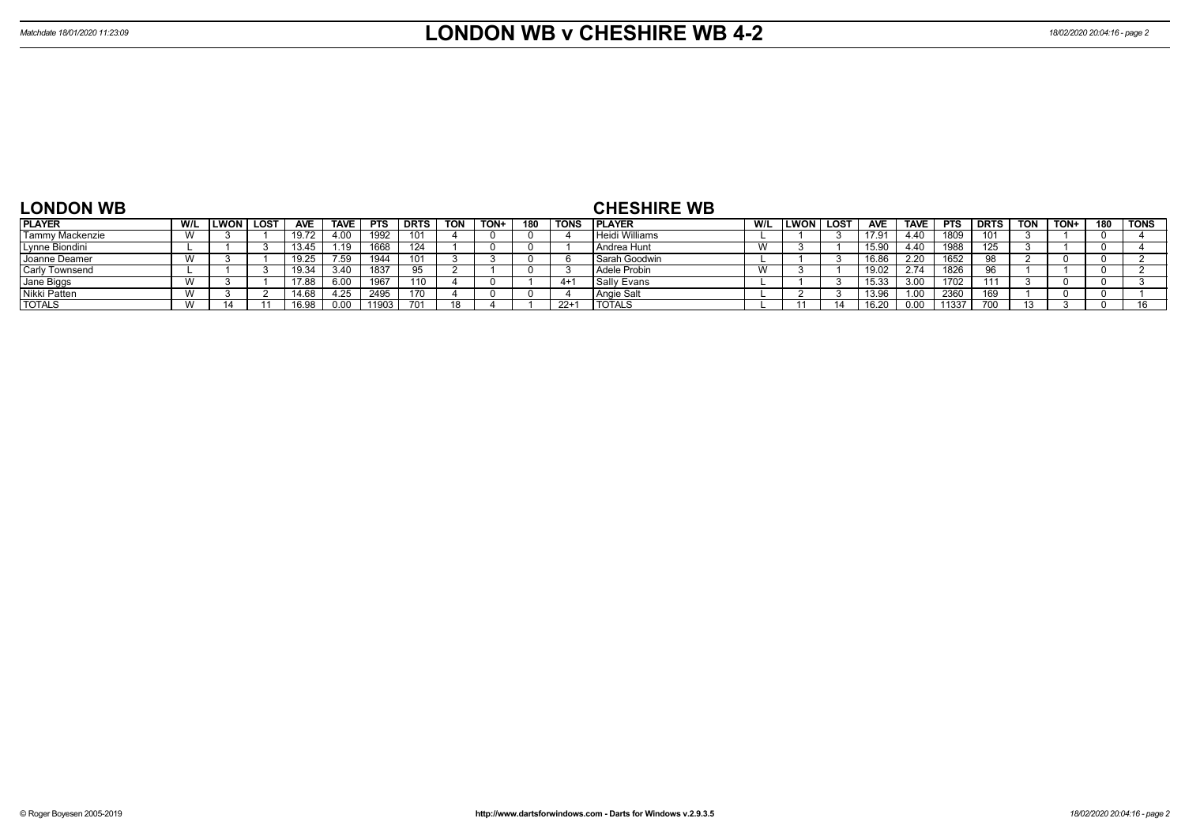# LONDON WB v CHESHIRE WB 4-2

Matchdate 18/01/2020 11:23:09

## LONDON WB

| PLAYER | W/L | LWON | LOST | AVE | TAVE | PTS | DRTS | TON | TON+ | 180 | TONS |
|---|---|---|---|---|---|---|---|---|---|---|---|
| Tammy Mackenzie | W | 3 | 1 | 19.72 | 4.00 | 1992 | 101 | 4 | 0 | 0 | 4 |
| Lynne Biondini | L | 1 | 3 | 13.45 | 1.19 | 1668 | 124 | 1 | 0 | 0 | 1 |
| Joanne Deamer | W | 3 | 1 | 19.25 | 7.59 | 1944 | 101 | 3 | 3 | 0 | 6 |
| Carly Townsend | L | 1 | 3 | 19.34 | 3.40 | 1837 | 95 | 2 | 1 | 0 | 3 |
| Jane Biggs | W | 3 | 1 | 17.88 | 6.00 | 1967 | 110 | 4 | 0 | 1 | 4+1 |
| Nikki Patten | W | 3 | 2 | 14.68 | 4.25 | 2495 | 170 | 4 | 0 | 0 | 4 |
| TOTALS | W | 14 | 11 | 16.98 | 0.00 | 11903 | 701 | 18 | 4 | 1 | 22+1 |

## CHESHIRE WB

| PLAYER | W/L | LWON | LOST | AVE | TAVE | PTS | DRTS | TON | TON+ | 180 | TONS |
|---|---|---|---|---|---|---|---|---|---|---|---|
| Heidi Williams | L | 1 | 3 | 17.91 | 4.40 | 1809 | 101 | 3 | 1 | 0 | 4 |
| Andrea Hunt | W | 3 | 1 | 15.90 | 4.40 | 1988 | 125 | 3 | 1 | 0 | 4 |
| Sarah Goodwin | L | 1 | 3 | 16.86 | 2.20 | 1652 | 98 | 2 | 0 | 0 | 2 |
| Adele Probin | W | 3 | 1 | 19.02 | 2.74 | 1826 | 96 | 1 | 1 | 0 | 2 |
| Sally Evans | L | 1 | 3 | 15.33 | 3.00 | 1702 | 111 | 3 | 0 | 0 | 3 |
| Angie Salt | L | 2 | 3 | 13.96 | 1.00 | 2360 | 169 | 1 | 0 | 0 | 1 |
| TOTALS | L | 11 | 14 | 16.20 | 0.00 | 11337 | 700 | 13 | 3 | 0 | 16 |